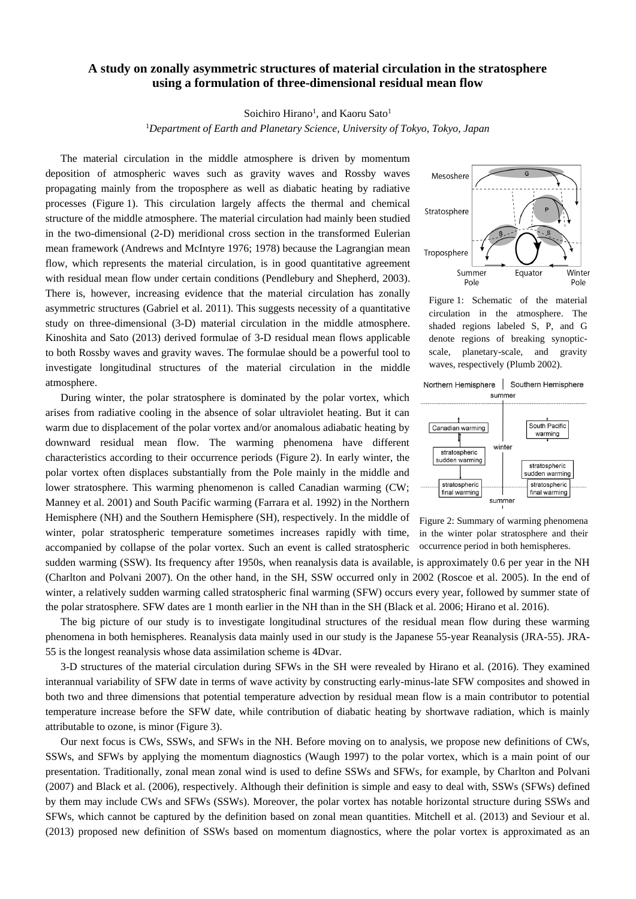# A study on zonally asymmetric structures of material circulation in the stratosphere using a formulation of three-dimensional residual mean flow

Soichiro Hirano[1], and Kaoru Sato[1]

[1]*Department of Earth and Planetary Science, University of Tokyo, Tokyo, Japan*

The material circulation in the middle atmosphere is driven by momentum deposition of atmospheric waves such as gravity waves and Rossby waves propagating mainly from the troposphere as well as diabatic heating by radiative processes (Figure 1). This circulation largely affects the thermal and chemical structure of the middle atmosphere. The material circulation had mainly been studied in the two-dimensional (2-D) meridional cross section in the transformed Eulerian mean framework (Andrews and McIntyre 1976; 1978) because the Lagrangian mean flow, which represents the material circulation, is in good quantitative agreement with residual mean flow under certain conditions (Pendlebury and Shepherd, 2003). There is, however, increasing evidence that the material circulation has zonally asymmetric structures (Gabriel et al. 2011). This suggests necessity of a quantitative study on three-dimensional (3-D) material circulation in the middle atmosphere. Kinoshita and Sato (2013) derived formulae of 3-D residual mean flows applicable to both Rossby waves and gravity waves. The formulae should be a powerful tool to investigate longitudinal structures of the material circulation in the middle atmosphere.

Figure 1: Schematic of the material circulation in the atmosphere. The shaded regions labeled S, P, and G denote regions of breaking synoptic-scale, planetary-scale, and gravity waves, respectively (Plumb 2002).

During winter, the polar stratosphere is dominated by the polar vortex, which arises from radiative cooling in the absence of solar ultraviolet heating. But it can warm due to displacement of the polar vortex and/or anomalous adiabatic heating by downward residual mean flow. The warming phenomena have different characteristics according to their occurrence periods (Figure 2). In early winter, the polar vortex often displaces substantially from the Pole mainly in the middle and lower stratosphere. This warming phenomenon is called Canadian warming (CW; Manney et al. 2001) and South Pacific warming (Farrara et al. 1992) in the Northern Hemisphere (NH) and the Southern Hemisphere (SH), respectively. In the middle of winter, polar stratospheric temperature sometimes increases rapidly with time, accompanied by collapse of the polar vortex. Such an event is called stratospheric sudden warming (SSW). Its frequency after 1950s, when reanalysis data is available, is approximately 0.6 per year in the NH (Charlton and Polvani 2007). On the other hand, in the SH, SSW occurred only in 2002 (Roscoe et al. 2005). In the end of winter, a relatively sudden warming called stratospheric final warming (SFW) occurs every year, followed by summer state of the polar stratosphere. SFW dates are 1 month earlier in the NH than in the SH (Black et al. 2006; Hirano et al. 2016).

Figure 2: Summary of warming phenomena in the winter polar stratosphere and their occurrence period in both hemispheres.

The big picture of our study is to investigate longitudinal structures of the residual mean flow during these warming phenomena in both hemispheres. Reanalysis data mainly used in our study is the Japanese 55-year Reanalysis (JRA-55). JRA-55 is the longest reanalysis whose data assimilation scheme is 4Dvar.

3-D structures of the material circulation during SFWs in the SH were revealed by Hirano et al. (2016). They examined interannual variability of SFW date in terms of wave activity by constructing early-minus-late SFW composites and showed in both two and three dimensions that potential temperature advection by residual mean flow is a main contributor to potential temperature increase before the SFW date, while contribution of diabatic heating by shortwave radiation, which is mainly attributable to ozone, is minor (Figure 3).

Our next focus is CWs, SSWs, and SFWs in the NH. Before moving on to analysis, we propose new definitions of CWs, SSWs, and SFWs by applying the momentum diagnostics (Waugh 1997) to the polar vortex, which is a main point of our presentation. Traditionally, zonal mean zonal wind is used to define SSWs and SFWs, for example, by Charlton and Polvani (2007) and Black et al. (2006), respectively. Although their definition is simple and easy to deal with, SSWs (SFWs) defined by them may include CWs and SFWs (SSWs). Moreover, the polar vortex has notable horizontal structure during SSWs and SFWs, which cannot be captured by the definition based on zonal mean quantities. Mitchell et al. (2013) and Seviour et al. (2013) proposed new definition of SSWs based on momentum diagnostics, where the polar vortex is approximated as an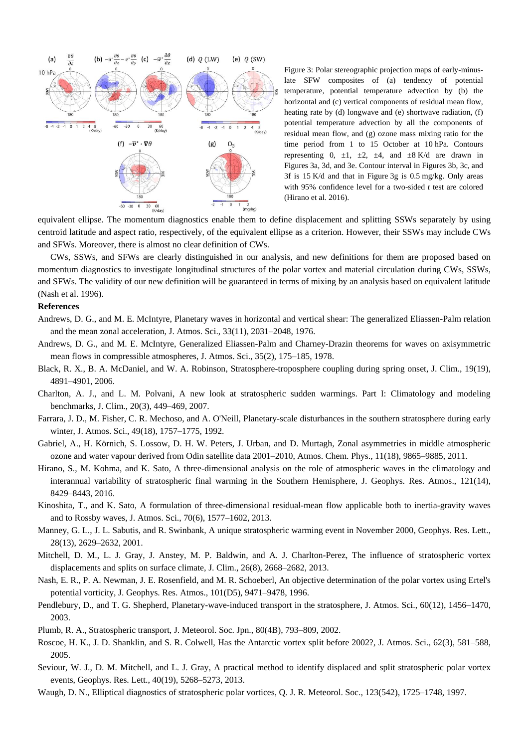(a) $\frac{\partial\theta}{\partial t}$ (b) $-\bar{u}^*\frac{\partial\theta}{\partial x}-\bar{v}^*\frac{\partial\theta}{\partial y}$ (c) $-\bar{w}^*\frac{\partial\theta}{\partial z}$ (d) $Q$ (LW) (e) $Q$ (SW)

10 hPa

0 180 90W 90E

-8 -4 -2 -1 0 1 2 4 8 (K/day)

-60 -30 0 30 60 (K/day)

-8 -4 -2 -1 0 1 2 4 8 (K/day)

(f) $-\bar{\boldsymbol{v}}^*\cdot\nabla\theta$ (g) $O_3$

-60 -30 0 30 60 (K/day)

-2 -1 0 1 2 (mg/kg)

Figure 3: Polar stereographic projection maps of early-minus-late SFW composites of (a) tendency of potential temperature, potential temperature advection by (b) the horizontal and (c) vertical components of residual mean flow, heating rate by (d) longwave and (e) shortwave radiation, (f) potential temperature advection by all the components of residual mean flow, and (g) ozone mass mixing ratio for the time period from 1 to 15 October at 10 hPa. Contours representing 0, ±1, ±2, ±4, and ±8 K/d are drawn in Figures 3a, 3d, and 3e. Contour interval in Figures 3b, 3c, and 3f is 15 K/d and that in Figure 3g is 0.5 mg/kg. Only areas with 95% confidence level for a two-sided $t$ test are colored (Hirano et al. 2016).

equivalent ellipse. The momentum diagnostics enable them to define displacement and splitting SSWs separately by using centroid latitude and aspect ratio, respectively, of the equivalent ellipse as a criterion. However, their SSWs may include CWs and SFWs. Moreover, there is almost no clear definition of CWs.

CWs, SSWs, and SFWs are clearly distinguished in our analysis, and new definitions for them are proposed based on momentum diagnostics to investigate longitudinal structures of the polar vortex and material circulation during CWs, SSWs, and SFWs. The validity of our new definition will be guaranteed in terms of mixing by an analysis based on equivalent latitude (Nash et al. 1996).

**References**

Andrews, D. G., and M. E. McIntyre, Planetary waves in horizontal and vertical shear: The generalized Eliassen-Palm relation and the mean zonal acceleration, J. Atmos. Sci., 33(11), 2031–2048, 1976.

Andrews, D. G., and M. E. McIntyre, Generalized Eliassen-Palm and Charney-Drazin theorems for waves on axisymmetric mean flows in compressible atmospheres, J. Atmos. Sci., 35(2), 175–185, 1978.

Black, R. X., B. A. McDaniel, and W. A. Robinson, Stratosphere-troposphere coupling during spring onset, J. Clim., 19(19), 4891–4901, 2006.

Charlton, A. J., and L. M. Polvani, A new look at stratospheric sudden warmings. Part I: Climatology and modeling benchmarks, J. Clim., 20(3), 449–469, 2007.

Farrara, J. D., M. Fisher, C. R. Mechoso, and A. O'Neill, Planetary-scale disturbances in the southern stratosphere during early winter, J. Atmos. Sci., 49(18), 1757–1775, 1992.

Gabriel, A., H. Körnich, S. Lossow, D. H. W. Peters, J. Urban, and D. Murtagh, Zonal asymmetries in middle atmospheric ozone and water vapour derived from Odin satellite data 2001–2010, Atmos. Chem. Phys., 11(18), 9865–9885, 2011.

Hirano, S., M. Kohma, and K. Sato, A three-dimensional analysis on the role of atmospheric waves in the climatology and interannual variability of stratospheric final warming in the Southern Hemisphere, J. Geophys. Res. Atmos., 121(14), 8429–8443, 2016.

Kinoshita, T., and K. Sato, A formulation of three-dimensional residual-mean flow applicable both to inertia-gravity waves and to Rossby waves, J. Atmos. Sci., 70(6), 1577–1602, 2013.

Manney, G. L., J. L. Sabutis, and R. Swinbank, A unique stratospheric warming event in November 2000, Geophys. Res. Lett., 28(13), 2629–2632, 2001.

Mitchell, D. M., L. J. Gray, J. Anstey, M. P. Baldwin, and A. J. Charlton-Perez, The influence of stratospheric vortex displacements and splits on surface climate, J. Clim., 26(8), 2668–2682, 2013.

Nash, E. R., P. A. Newman, J. E. Rosenfield, and M. R. Schoeberl, An objective determination of the polar vortex using Ertel's potential vorticity, J. Geophys. Res. Atmos., 101(D5), 9471–9478, 1996.

Pendlebury, D., and T. G. Shepherd, Planetary-wave-induced transport in the stratosphere, J. Atmos. Sci., 60(12), 1456–1470, 2003.

Plumb, R. A., Stratospheric transport, J. Meteorol. Soc. Jpn., 80(4B), 793–809, 2002.

Roscoe, H. K., J. D. Shanklin, and S. R. Colwell, Has the Antarctic vortex split before 2002?, J. Atmos. Sci., 62(3), 581–588, 2005.

Seviour, W. J., D. M. Mitchell, and L. J. Gray, A practical method to identify displaced and split stratospheric polar vortex events, Geophys. Res. Lett., 40(19), 5268–5273, 2013.

Waugh, D. N., Elliptical diagnostics of stratospheric polar vortices, Q. J. R. Meteorol. Soc., 123(542), 1725–1748, 1997.